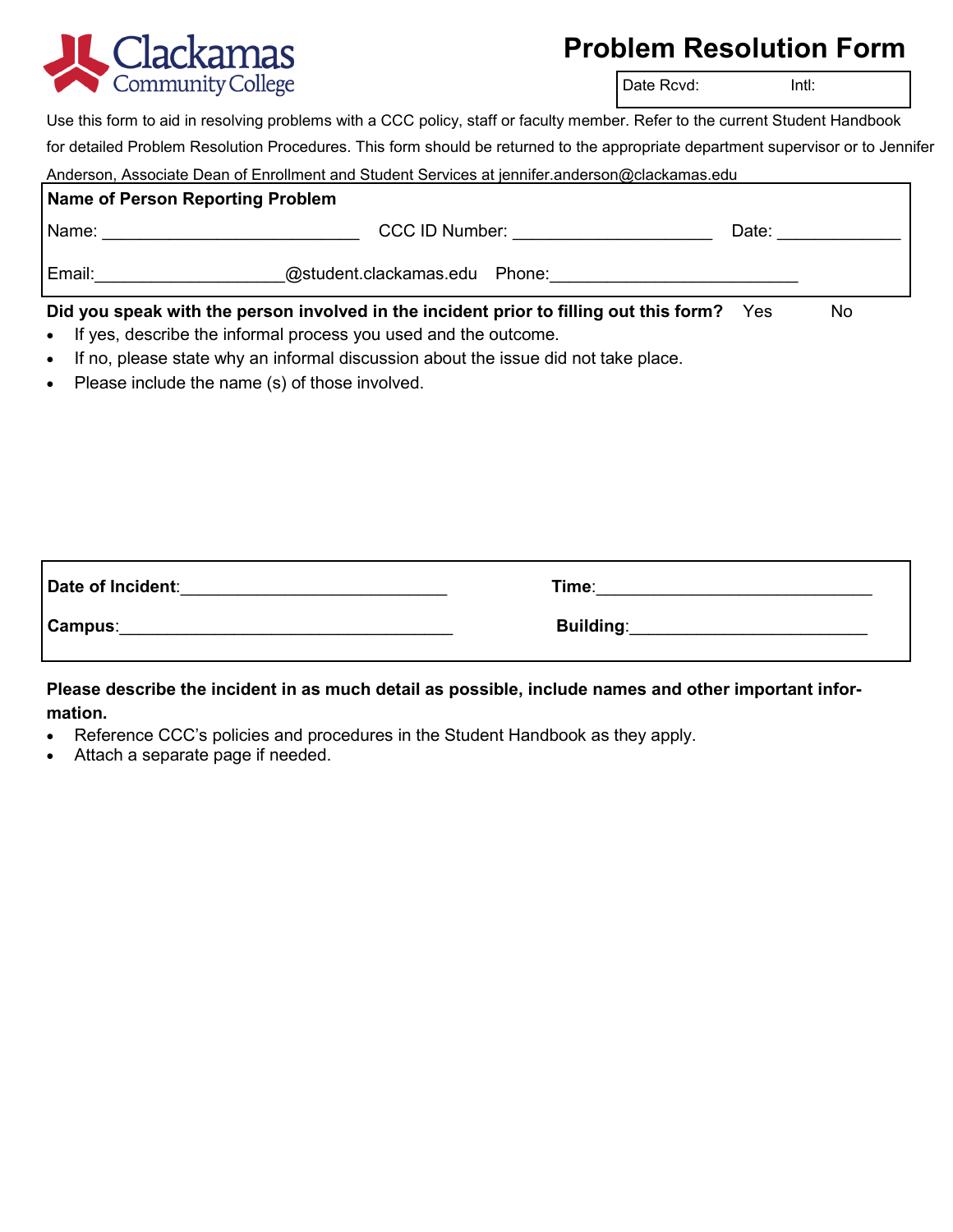Clackamas Community College

# Problem Resolution Form

| Date Rcvd: | Intl: |
|---|---|

Use this form to aid in resolving problems with a CCC policy, staff or faculty member. Refer to the current Student Handbook for detailed Problem Resolution Procedures. This form should be returned to the appropriate department supervisor or to Jennifer Anderson, Associate Dean of Enrollment and Student Services at jennifer.anderson@clackamas.edu

**Name of Person Reporting Problem**

Name: ___________________________ CCC ID Number: _____________________ Date: _____________

Email:___________________@student.clackamas.edu Phone:__________________________

**Did you speak with the person involved in the incident prior to filling out this form?** Yes No

- If yes, describe the informal process you used and the outcome.
- If no, please state why an informal discussion about the issue did not take place.
- Please include the name (s) of those involved.

**Date of Incident**:____________________________ **Time**:_____________________________

**Campus**:___________________________________ **Building**:_________________________

**Please describe the incident in as much detail as possible, include names and other important information.**

- Reference CCC's policies and procedures in the Student Handbook as they apply.
- Attach a separate page if needed.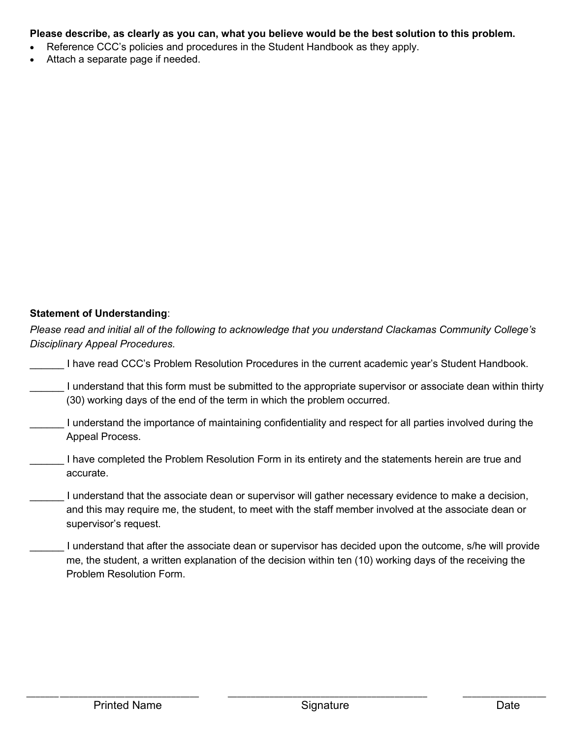**Please describe, as clearly as you can, what you believe would be the best solution to this problem.**

- Reference CCC's policies and procedures in the Student Handbook as they apply.
- Attach a separate page if needed.

**Statement of Understanding**:

*Please read and initial all of the following to acknowledge that you understand Clackamas Community College's Disciplinary Appeal Procedures.*

______ I have read CCC's Problem Resolution Procedures in the current academic year's Student Handbook.

______ I understand that this form must be submitted to the appropriate supervisor or associate dean within thirty (30) working days of the end of the term in which the problem occurred.

______ I understand the importance of maintaining confidentiality and respect for all parties involved during the Appeal Process.

______ I have completed the Problem Resolution Form in its entirety and the statements herein are true and accurate.

______ I understand that the associate dean or supervisor will gather necessary evidence to make a decision, and this may require me, the student, to meet with the staff member involved at the associate dean or supervisor's request.

______ I understand that after the associate dean or supervisor has decided upon the outcome, s/he will provide me, the student, a written explanation of the decision within ten (10) working days of the receiving the Problem Resolution Form.

______________________________ &nbsp;&nbsp;&nbsp; ______________________________ &nbsp;&nbsp;&nbsp; ______________

Printed Name &nbsp;&nbsp;&nbsp; Signature &nbsp;&nbsp;&nbsp; Date